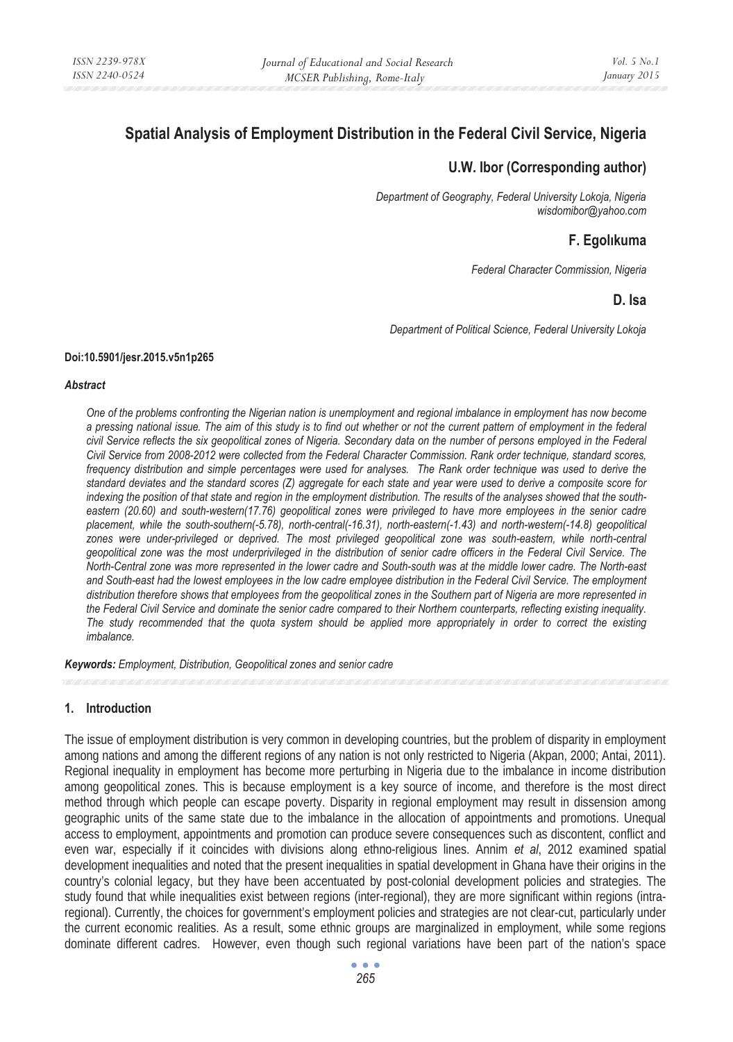# Spatial Analysis of Employment Distribution in the Federal Civil Service, Nigeria

## U.W. Ibor (Corresponding author)

*Department of Geography, Federal University Lokoja, Nigeria*
*wisdomibor@yahoo.com*

## F. Egolıkuma

*Federal Character Commission, Nigeria*

## D. Isa

*Department of Political Science, Federal University Lokoja*

**Doi:10.5901/jesr.2015.v5n1p265**

***Abstract***

*One of the problems confronting the Nigerian nation is unemployment and regional imbalance in employment has now become a pressing national issue. The aim of this study is to find out whether or not the current pattern of employment in the federal civil Service reflects the six geopolitical zones of Nigeria. Secondary data on the number of persons employed in the Federal Civil Service from 2008-2012 were collected from the Federal Character Commission. Rank order technique, standard scores, frequency distribution and simple percentages were used for analyses. The Rank order technique was used to derive the standard deviates and the standard scores (Z) aggregate for each state and year were used to derive a composite score for indexing the position of that state and region in the employment distribution. The results of the analyses showed that the south-eastern (20.60) and south-western(17.76) geopolitical zones were privileged to have more employees in the senior cadre placement, while the south-southern(-5.78), north-central(-16.31), north-eastern(-1.43) and north-western(-14.8) geopolitical zones were under-privileged or deprived. The most privileged geopolitical zone was south-eastern, while north-central geopolitical zone was the most underprivileged in the distribution of senior cadre officers in the Federal Civil Service. The North-Central zone was more represented in the lower cadre and South-south was at the middle lower cadre. The North-east and South-east had the lowest employees in the low cadre employee distribution in the Federal Civil Service. The employment distribution therefore shows that employees from the geopolitical zones in the Southern part of Nigeria are more represented in the Federal Civil Service and dominate the senior cadre compared to their Northern counterparts, reflecting existing inequality. The study recommended that the quota system should be applied more appropriately in order to correct the existing imbalance.*

***Keywords:*** *Employment, Distribution, Geopolitical zones and senior cadre*

## 1. Introduction

The issue of employment distribution is very common in developing countries, but the problem of disparity in employment among nations and among the different regions of any nation is not only restricted to Nigeria (Akpan, 2000; Antai, 2011). Regional inequality in employment has become more perturbing in Nigeria due to the imbalance in income distribution among geopolitical zones. This is because employment is a key source of income, and therefore is the most direct method through which people can escape poverty. Disparity in regional employment may result in dissension among geographic units of the same state due to the imbalance in the allocation of appointments and promotions. Unequal access to employment, appointments and promotion can produce severe consequences such as discontent, conflict and even war, especially if it coincides with divisions along ethno-religious lines. Annim *et al*, 2012 examined spatial development inequalities and noted that the present inequalities in spatial development in Ghana have their origins in the country's colonial legacy, but they have been accentuated by post-colonial development policies and strategies. The study found that while inequalities exist between regions (inter-regional), they are more significant within regions (intra-regional). Currently, the choices for government's employment policies and strategies are not clear-cut, particularly under the current economic realities. As a result, some ethnic groups are marginalized in employment, while some regions dominate different cadres. However, even though such regional variations have been part of the nation's space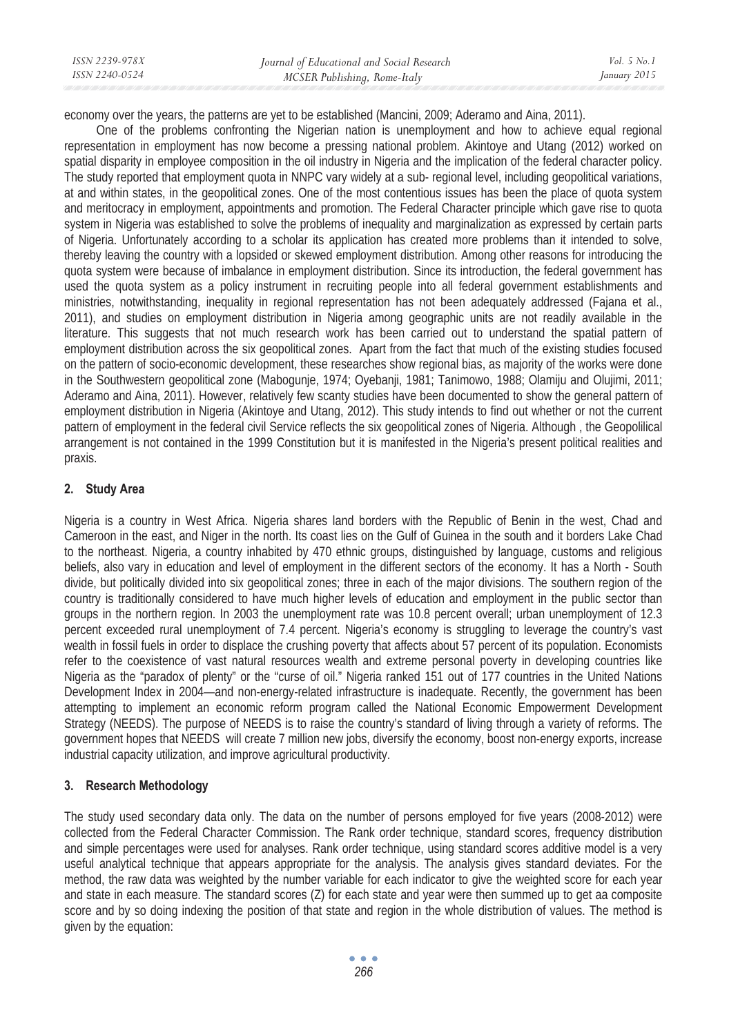economy over the years, the patterns are yet to be established (Mancini, 2009; Aderamo and Aina, 2011).

One of the problems confronting the Nigerian nation is unemployment and how to achieve equal regional representation in employment has now become a pressing national problem. Akintoye and Utang (2012) worked on spatial disparity in employee composition in the oil industry in Nigeria and the implication of the federal character policy. The study reported that employment quota in NNPC vary widely at a sub- regional level, including geopolitical variations, at and within states, in the geopolitical zones. One of the most contentious issues has been the place of quota system and meritocracy in employment, appointments and promotion. The Federal Character principle which gave rise to quota system in Nigeria was established to solve the problems of inequality and marginalization as expressed by certain parts of Nigeria. Unfortunately according to a scholar its application has created more problems than it intended to solve, thereby leaving the country with a lopsided or skewed employment distribution. Among other reasons for introducing the quota system were because of imbalance in employment distribution. Since its introduction, the federal government has used the quota system as a policy instrument in recruiting people into all federal government establishments and ministries, notwithstanding, inequality in regional representation has not been adequately addressed (Fajana et al., 2011), and studies on employment distribution in Nigeria among geographic units are not readily available in the literature. This suggests that not much research work has been carried out to understand the spatial pattern of employment distribution across the six geopolitical zones. Apart from the fact that much of the existing studies focused on the pattern of socio-economic development, these researches show regional bias, as majority of the works were done in the Southwestern geopolitical zone (Mabogunje, 1974; Oyebanji, 1981; Tanimowo, 1988; Olamiju and Olujimi, 2011; Aderamo and Aina, 2011). However, relatively few scanty studies have been documented to show the general pattern of employment distribution in Nigeria (Akintoye and Utang, 2012). This study intends to find out whether or not the current pattern of employment in the federal civil Service reflects the six geopolitical zones of Nigeria. Although , the Geopolilical arrangement is not contained in the 1999 Constitution but it is manifested in the Nigeria's present political realities and praxis.

## 2. Study Area

Nigeria is a country in West Africa. Nigeria shares land borders with the Republic of Benin in the west, Chad and Cameroon in the east, and Niger in the north. Its coast lies on the Gulf of Guinea in the south and it borders Lake Chad to the northeast. Nigeria, a country inhabited by 470 ethnic groups, distinguished by language, customs and religious beliefs, also vary in education and level of employment in the different sectors of the economy. It has a North - South divide, but politically divided into six geopolitical zones; three in each of the major divisions. The southern region of the country is traditionally considered to have much higher levels of education and employment in the public sector than groups in the northern region. In 2003 the unemployment rate was 10.8 percent overall; urban unemployment of 12.3 percent exceeded rural unemployment of 7.4 percent. Nigeria's economy is struggling to leverage the country's vast wealth in fossil fuels in order to displace the crushing poverty that affects about 57 percent of its population. Economists refer to the coexistence of vast natural resources wealth and extreme personal poverty in developing countries like Nigeria as the "paradox of plenty" or the "curse of oil." Nigeria ranked 151 out of 177 countries in the United Nations Development Index in 2004—and non-energy-related infrastructure is inadequate. Recently, the government has been attempting to implement an economic reform program called the National Economic Empowerment Development Strategy (NEEDS). The purpose of NEEDS is to raise the country's standard of living through a variety of reforms. The government hopes that NEEDS will create 7 million new jobs, diversify the economy, boost non-energy exports, increase industrial capacity utilization, and improve agricultural productivity.

## 3. Research Methodology

The study used secondary data only. The data on the number of persons employed for five years (2008-2012) were collected from the Federal Character Commission. The Rank order technique, standard scores, frequency distribution and simple percentages were used for analyses. Rank order technique, using standard scores additive model is a very useful analytical technique that appears appropriate for the analysis. The analysis gives standard deviates. For the method, the raw data was weighted by the number variable for each indicator to give the weighted score for each year and state in each measure. The standard scores (Z) for each state and year were then summed up to get aa composite score and by so doing indexing the position of that state and region in the whole distribution of values. The method is given by the equation: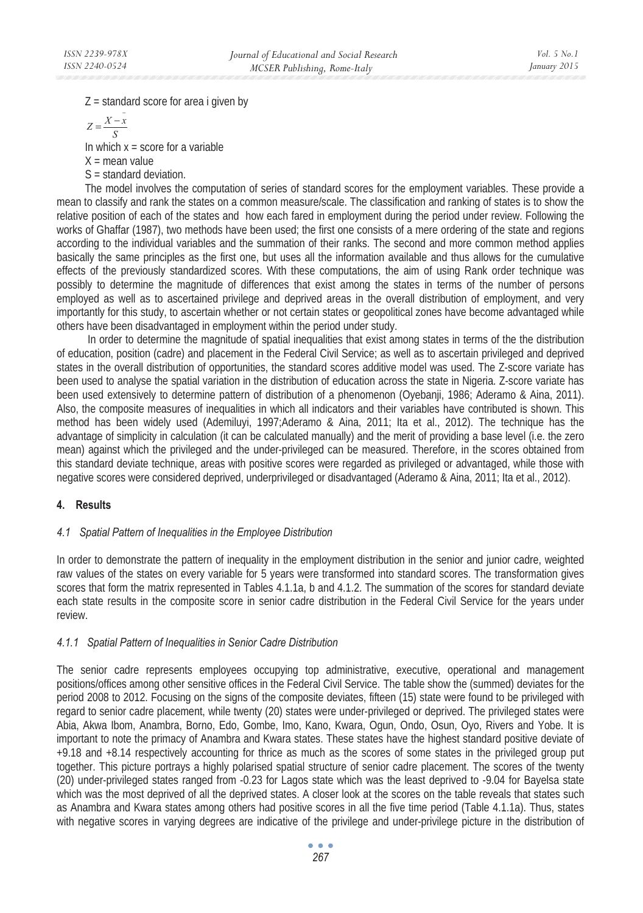Z = standard score for area i given by

$$Z = \frac{X - \bar{x}}{S}$$

In which x = score for a variable

X = mean value

S = standard deviation.

The model involves the computation of series of standard scores for the employment variables. These provide a mean to classify and rank the states on a common measure/scale. The classification and ranking of states is to show the relative position of each of the states and how each fared in employment during the period under review. Following the works of Ghaffar (1987), two methods have been used; the first one consists of a mere ordering of the state and regions according to the individual variables and the summation of their ranks. The second and more common method applies basically the same principles as the first one, but uses all the information available and thus allows for the cumulative effects of the previously standardized scores. With these computations, the aim of using Rank order technique was possibly to determine the magnitude of differences that exist among the states in terms of the number of persons employed as well as to ascertained privilege and deprived areas in the overall distribution of employment, and very importantly for this study, to ascertain whether or not certain states or geopolitical zones have become advantaged while others have been disadvantaged in employment within the period under study.

In order to determine the magnitude of spatial inequalities that exist among states in terms of the the distribution of education, position (cadre) and placement in the Federal Civil Service; as well as to ascertain privileged and deprived states in the overall distribution of opportunities, the standard scores additive model was used. The Z-score variate has been used to analyse the spatial variation in the distribution of education across the state in Nigeria. Z-score variate has been used extensively to determine pattern of distribution of a phenomenon (Oyebanji, 1986; Aderamo & Aina, 2011). Also, the composite measures of inequalities in which all indicators and their variables have contributed is shown. This method has been widely used (Ademiluyi, 1997;Aderamo & Aina, 2011; Ita et al., 2012). The technique has the advantage of simplicity in calculation (it can be calculated manually) and the merit of providing a base level (i.e. the zero mean) against which the privileged and the under-privileged can be measured. Therefore, in the scores obtained from this standard deviate technique, areas with positive scores were regarded as privileged or advantaged, while those with negative scores were considered deprived, underprivileged or disadvantaged (Aderamo & Aina, 2011; Ita et al., 2012).

## 4. Results

### *4.1 Spatial Pattern of Inequalities in the Employee Distribution*

In order to demonstrate the pattern of inequality in the employment distribution in the senior and junior cadre, weighted raw values of the states on every variable for 5 years were transformed into standard scores. The transformation gives scores that form the matrix represented in Tables 4.1.1a, b and 4.1.2. The summation of the scores for standard deviate each state results in the composite score in senior cadre distribution in the Federal Civil Service for the years under review.

#### *4.1.1 Spatial Pattern of Inequalities in Senior Cadre Distribution*

The senior cadre represents employees occupying top administrative, executive, operational and management positions/offices among other sensitive offices in the Federal Civil Service. The table show the (summed) deviates for the period 2008 to 2012. Focusing on the signs of the composite deviates, fifteen (15) state were found to be privileged with regard to senior cadre placement, while twenty (20) states were under-privileged or deprived. The privileged states were Abia, Akwa Ibom, Anambra, Borno, Edo, Gombe, Imo, Kano, Kwara, Ogun, Ondo, Osun, Oyo, Rivers and Yobe. It is important to note the primacy of Anambra and Kwara states. These states have the highest standard positive deviate of +9.18 and +8.14 respectively accounting for thrice as much as the scores of some states in the privileged group put together. This picture portrays a highly polarised spatial structure of senior cadre placement. The scores of the twenty (20) under-privileged states ranged from -0.23 for Lagos state which was the least deprived to -9.04 for Bayelsa state which was the most deprived of all the deprived states. A closer look at the scores on the table reveals that states such as Anambra and Kwara states among others had positive scores in all the five time period (Table 4.1.1a). Thus, states with negative scores in varying degrees are indicative of the privilege and under-privilege picture in the distribution of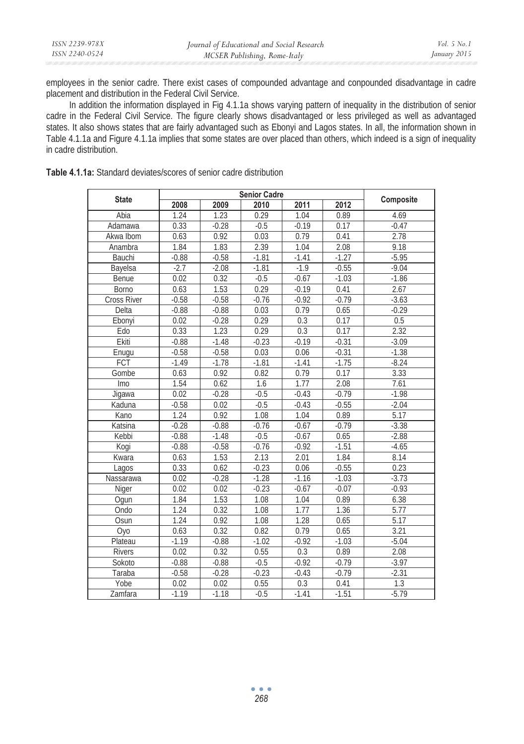employees in the senior cadre. There exist cases of compounded advantage and conpounded disadvantage in cadre placement and distribution in the Federal Civil Service.

In addition the information displayed in Fig 4.1.1a shows varying pattern of inequality in the distribution of senior cadre in the Federal Civil Service. The figure clearly shows disadvantaged or less privileged as well as advantaged states. It also shows states that are fairly advantaged such as Ebonyi and Lagos states. In all, the information shown in Table 4.1.1a and Figure 4.1.1a implies that some states are over placed than others, which indeed is a sign of inequality in cadre distribution.

**Table 4.1.1a:** Standard deviates/scores of senior cadre distribution

| State | Senior Cadre | | | | | Composite |
|---|---|---|---|---|---|---|
| | 2008 | 2009 | 2010 | 2011 | 2012 | |
| Abia | 1.24 | 1.23 | 0.29 | 1.04 | 0.89 | 4.69 |
| Adamawa | 0.33 | -0.28 | -0.5 | -0.19 | 0.17 | -0.47 |
| Akwa Ibom | 0.63 | 0.92 | 0.03 | 0.79 | 0.41 | 2.78 |
| Anambra | 1.84 | 1.83 | 2.39 | 1.04 | 2.08 | 9.18 |
| Bauchi | -0.88 | -0.58 | -1.81 | -1.41 | -1.27 | -5.95 |
| Bayelsa | -2.7 | -2.08 | -1.81 | -1.9 | -0.55 | -9.04 |
| Benue | 0.02 | 0.32 | -0.5 | -0.67 | -1.03 | -1.86 |
| Borno | 0.63 | 1.53 | 0.29 | -0.19 | 0.41 | 2.67 |
| Cross River | -0.58 | -0.58 | -0.76 | -0.92 | -0.79 | -3.63 |
| Delta | -0.88 | -0.88 | 0.03 | 0.79 | 0.65 | -0.29 |
| Ebonyi | 0.02 | -0.28 | 0.29 | 0.3 | 0.17 | 0.5 |
| Edo | 0.33 | 1.23 | 0.29 | 0.3 | 0.17 | 2.32 |
| Ekiti | -0.88 | -1.48 | -0.23 | -0.19 | -0.31 | -3.09 |
| Enugu | -0.58 | -0.58 | 0.03 | 0.06 | -0.31 | -1.38 |
| FCT | -1.49 | -1.78 | -1.81 | -1.41 | -1.75 | -8.24 |
| Gombe | 0.63 | 0.92 | 0.82 | 0.79 | 0.17 | 3.33 |
| Imo | 1.54 | 0.62 | 1.6 | 1.77 | 2.08 | 7.61 |
| Jigawa | 0.02 | -0.28 | -0.5 | -0.43 | -0.79 | -1.98 |
| Kaduna | -0.58 | 0.02 | -0.5 | -0.43 | -0.55 | -2.04 |
| Kano | 1.24 | 0.92 | 1.08 | 1.04 | 0.89 | 5.17 |
| Katsina | -0.28 | -0.88 | -0.76 | -0.67 | -0.79 | -3.38 |
| Kebbi | -0.88 | -1.48 | -0.5 | -0.67 | 0.65 | -2.88 |
| Kogi | -0.88 | -0.58 | -0.76 | -0.92 | -1.51 | -4.65 |
| Kwara | 0.63 | 1.53 | 2.13 | 2.01 | 1.84 | 8.14 |
| Lagos | 0.33 | 0.62 | -0.23 | 0.06 | -0.55 | 0.23 |
| Nassarawa | 0.02 | -0.28 | -1.28 | -1.16 | -1.03 | -3.73 |
| Niger | 0.02 | 0.02 | -0.23 | -0.67 | -0.07 | -0.93 |
| Ogun | 1.84 | 1.53 | 1.08 | 1.04 | 0.89 | 6.38 |
| Ondo | 1.24 | 0.32 | 1.08 | 1.77 | 1.36 | 5.77 |
| Osun | 1.24 | 0.92 | 1.08 | 1.28 | 0.65 | 5.17 |
| Oyo | 0.63 | 0.32 | 0.82 | 0.79 | 0.65 | 3.21 |
| Plateau | -1.19 | -0.88 | -1.02 | -0.92 | -1.03 | -5.04 |
| Rivers | 0.02 | 0.32 | 0.55 | 0.3 | 0.89 | 2.08 |
| Sokoto | -0.88 | -0.88 | -0.5 | -0.92 | -0.79 | -3.97 |
| Taraba | -0.58 | -0.28 | -0.23 | -0.43 | -0.79 | -2.31 |
| Yobe | 0.02 | 0.02 | 0.55 | 0.3 | 0.41 | 1.3 |
| Zamfara | -1.19 | -1.18 | -0.5 | -1.41 | -1.51 | -5.79 |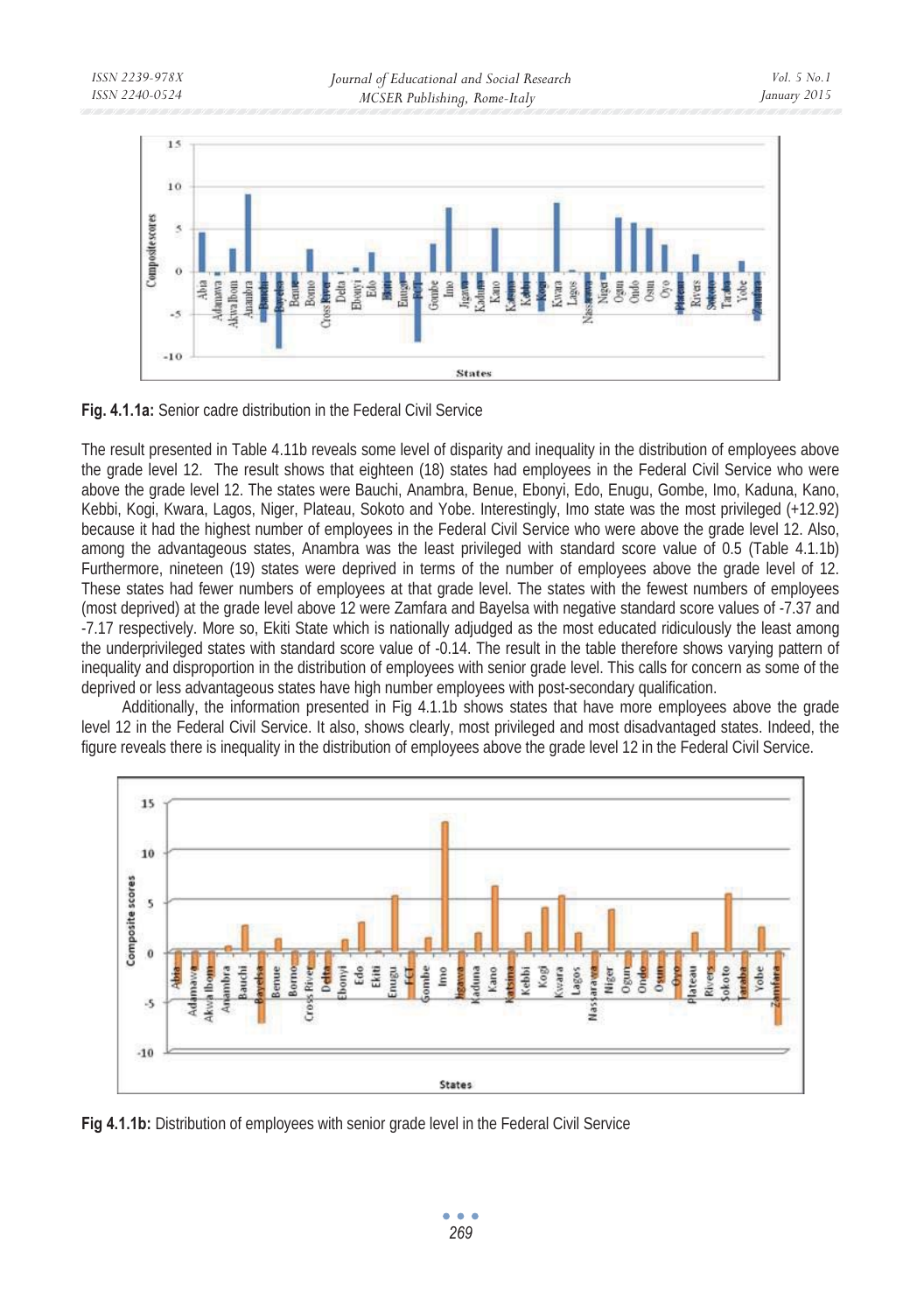**Fig. 4.1.1a:** Senior cadre distribution in the Federal Civil Service

The result presented in Table 4.11b reveals some level of disparity and inequality in the distribution of employees above the grade level 12. The result shows that eighteen (18) states had employees in the Federal Civil Service who were above the grade level 12. The states were Bauchi, Anambra, Benue, Ebonyi, Edo, Enugu, Gombe, Imo, Kaduna, Kano, Kebbi, Kogi, Kwara, Lagos, Niger, Plateau, Sokoto and Yobe. Interestingly, Imo state was the most privileged (+12.92) because it had the highest number of employees in the Federal Civil Service who were above the grade level 12. Also, among the advantageous states, Anambra was the least privileged with standard score value of 0.5 (Table 4.1.1b) Furthermore, nineteen (19) states were deprived in terms of the number of employees above the grade level of 12. These states had fewer numbers of employees at that grade level. The states with the fewest numbers of employees (most deprived) at the grade level above 12 were Zamfara and Bayelsa with negative standard score values of -7.37 and -7.17 respectively. More so, Ekiti State which is nationally adjudged as the most educated ridiculously the least among the underprivileged states with standard score value of -0.14. The result in the table therefore shows varying pattern of inequality and disproportion in the distribution of employees with senior grade level. This calls for concern as some of the deprived or less advantageous states have high number employees with post-secondary qualification.

Additionally, the information presented in Fig 4.1.1b shows states that have more employees above the grade level 12 in the Federal Civil Service. It also, shows clearly, most privileged and most disadvantaged states. Indeed, the figure reveals there is inequality in the distribution of employees above the grade level 12 in the Federal Civil Service.

**Fig 4.1.1b:** Distribution of employees with senior grade level in the Federal Civil Service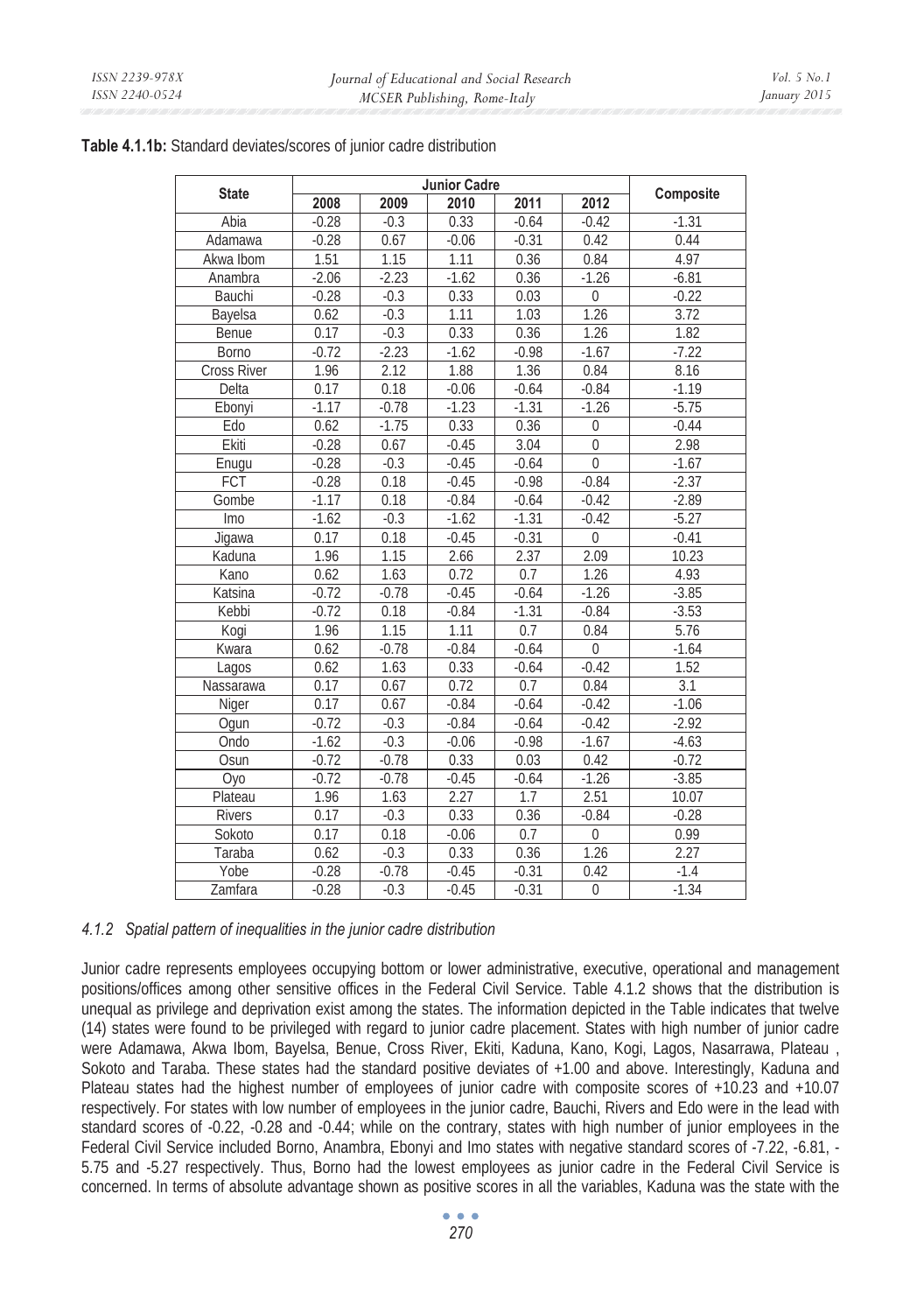**Table 4.1.1b:** Standard deviates/scores of junior cadre distribution

| State | Junior Cadre | | | | | Composite |
|---|---|---|---|---|---|---|
| | 2008 | 2009 | 2010 | 2011 | 2012 | |
| Abia | -0.28 | -0.3 | 0.33 | -0.64 | -0.42 | -1.31 |
| Adamawa | -0.28 | 0.67 | -0.06 | -0.31 | 0.42 | 0.44 |
| Akwa Ibom | 1.51 | 1.15 | 1.11 | 0.36 | 0.84 | 4.97 |
| Anambra | -2.06 | -2.23 | -1.62 | 0.36 | -1.26 | -6.81 |
| Bauchi | -0.28 | -0.3 | 0.33 | 0.03 | 0 | -0.22 |
| Bayelsa | 0.62 | -0.3 | 1.11 | 1.03 | 1.26 | 3.72 |
| Benue | 0.17 | -0.3 | 0.33 | 0.36 | 1.26 | 1.82 |
| Borno | -0.72 | -2.23 | -1.62 | -0.98 | -1.67 | -7.22 |
| Cross River | 1.96 | 2.12 | 1.88 | 1.36 | 0.84 | 8.16 |
| Delta | 0.17 | 0.18 | -0.06 | -0.64 | -0.84 | -1.19 |
| Ebonyi | -1.17 | -0.78 | -1.23 | -1.31 | -1.26 | -5.75 |
| Edo | 0.62 | -1.75 | 0.33 | 0.36 | 0 | -0.44 |
| Ekiti | -0.28 | 0.67 | -0.45 | 3.04 | 0 | 2.98 |
| Enugu | -0.28 | -0.3 | -0.45 | -0.64 | 0 | -1.67 |
| FCT | -0.28 | 0.18 | -0.45 | -0.98 | -0.84 | -2.37 |
| Gombe | -1.17 | 0.18 | -0.84 | -0.64 | -0.42 | -2.89 |
| Imo | -1.62 | -0.3 | -1.62 | -1.31 | -0.42 | -5.27 |
| Jigawa | 0.17 | 0.18 | -0.45 | -0.31 | 0 | -0.41 |
| Kaduna | 1.96 | 1.15 | 2.66 | 2.37 | 2.09 | 10.23 |
| Kano | 0.62 | 1.63 | 0.72 | 0.7 | 1.26 | 4.93 |
| Katsina | -0.72 | -0.78 | -0.45 | -0.64 | -1.26 | -3.85 |
| Kebbi | -0.72 | 0.18 | -0.84 | -1.31 | -0.84 | -3.53 |
| Kogi | 1.96 | 1.15 | 1.11 | 0.7 | 0.84 | 5.76 |
| Kwara | 0.62 | -0.78 | -0.84 | -0.64 | 0 | -1.64 |
| Lagos | 0.62 | 1.63 | 0.33 | -0.64 | -0.42 | 1.52 |
| Nassarawa | 0.17 | 0.67 | 0.72 | 0.7 | 0.84 | 3.1 |
| Niger | 0.17 | 0.67 | -0.84 | -0.64 | -0.42 | -1.06 |
| Ogun | -0.72 | -0.3 | -0.84 | -0.64 | -0.42 | -2.92 |
| Ondo | -1.62 | -0.3 | -0.06 | -0.98 | -1.67 | -4.63 |
| Osun | -0.72 | -0.78 | 0.33 | 0.03 | 0.42 | -0.72 |
| Oyo | -0.72 | -0.78 | -0.45 | -0.64 | -1.26 | -3.85 |
| Plateau | 1.96 | 1.63 | 2.27 | 1.7 | 2.51 | 10.07 |
| Rivers | 0.17 | -0.3 | 0.33 | 0.36 | -0.84 | -0.28 |
| Sokoto | 0.17 | 0.18 | -0.06 | 0.7 | 0 | 0.99 |
| Taraba | 0.62 | -0.3 | 0.33 | 0.36 | 1.26 | 2.27 |
| Yobe | -0.28 | -0.78 | -0.45 | -0.31 | 0.42 | -1.4 |
| Zamfara | -0.28 | -0.3 | -0.45 | -0.31 | 0 | -1.34 |

### *4.1.2 Spatial pattern of inequalities in the junior cadre distribution*

Junior cadre represents employees occupying bottom or lower administrative, executive, operational and management positions/offices among other sensitive offices in the Federal Civil Service. Table 4.1.2 shows that the distribution is unequal as privilege and deprivation exist among the states. The information depicted in the Table indicates that twelve (14) states were found to be privileged with regard to junior cadre placement. States with high number of junior cadre were Adamawa, Akwa Ibom, Bayelsa, Benue, Cross River, Ekiti, Kaduna, Kano, Kogi, Lagos, Nasarrawa, Plateau , Sokoto and Taraba. These states had the standard positive deviates of +1.00 and above. Interestingly, Kaduna and Plateau states had the highest number of employees of junior cadre with composite scores of +10.23 and +10.07 respectively. For states with low number of employees in the junior cadre, Bauchi, Rivers and Edo were in the lead with standard scores of -0.22, -0.28 and -0.44; while on the contrary, states with high number of junior employees in the Federal Civil Service included Borno, Anambra, Ebonyi and Imo states with negative standard scores of -7.22, -6.81, -5.75 and -5.27 respectively. Thus, Borno had the lowest employees as junior cadre in the Federal Civil Service is concerned. In terms of absolute advantage shown as positive scores in all the variables, Kaduna was the state with the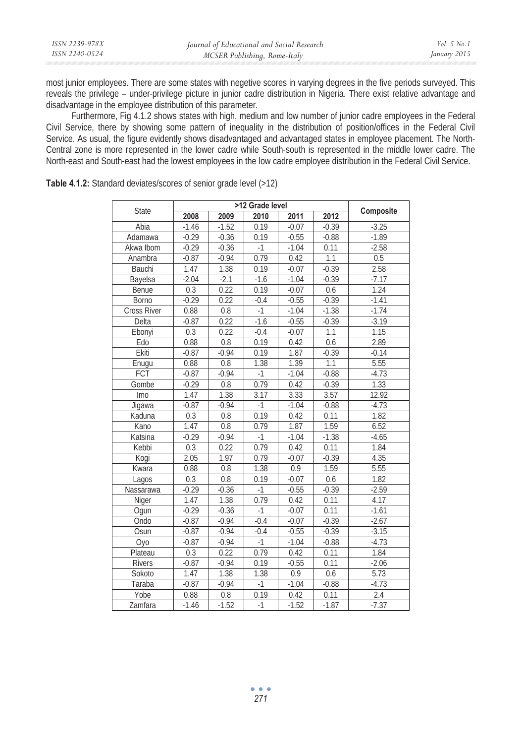most junior employees. There are some states with negetive scores in varying degrees in the five periods surveyed. This reveals the privilege – under-privilege picture in junior cadre distribution in Nigeria. There exist relative advantage and disadvantage in the employee distribution of this parameter.

Furthermore, Fig 4.1.2 shows states with high, medium and low number of junior cadre employees in the Federal Civil Service, there by showing some pattern of inequality in the distribution of position/offices in the Federal Civil Service. As usual, the figure evidently shows disadvantaged and advantaged states in employee placement. The North-Central zone is more represented in the lower cadre while South-south is represented in the middle lower cadre. The North-east and South-east had the lowest employees in the low cadre employee distribution in the Federal Civil Service.

**Table 4.1.2:** Standard deviates/scores of senior grade level (>12)

| State | >12 Grade level | | | | | Composite |
|---|---|---|---|---|---|---|
| | 2008 | 2009 | 2010 | 2011 | 2012 | |
| Abia | -1.46 | -1.52 | 0.19 | -0.07 | -0.39 | -3.25 |
| Adamawa | -0.29 | -0.36 | 0.19 | -0.55 | -0.88 | -1.89 |
| Akwa Ibom | -0.29 | -0.36 | -1 | -1.04 | 0.11 | -2.58 |
| Anambra | -0.87 | -0.94 | 0.79 | 0.42 | 1.1 | 0.5 |
| Bauchi | 1.47 | 1.38 | 0.19 | -0.07 | -0.39 | 2.58 |
| Bayelsa | -2.04 | -2.1 | -1.6 | -1.04 | -0.39 | -7.17 |
| Benue | 0.3 | 0.22 | 0.19 | -0.07 | 0.6 | 1.24 |
| Borno | -0.29 | 0.22 | -0.4 | -0.55 | -0.39 | -1.41 |
| Cross River | 0.88 | 0.8 | -1 | -1.04 | -1.38 | -1.74 |
| Delta | -0.87 | 0.22 | -1.6 | -0.55 | -0.39 | -3.19 |
| Ebonyi | 0.3 | 0.22 | -0.4 | -0.07 | 1.1 | 1.15 |
| Edo | 0.88 | 0.8 | 0.19 | 0.42 | 0.6 | 2.89 |
| Ekiti | -0.87 | -0.94 | 0.19 | 1.87 | -0.39 | -0.14 |
| Enugu | 0.88 | 0.8 | 1.38 | 1.39 | 1.1 | 5.55 |
| FCT | -0.87 | -0.94 | -1 | -1.04 | -0.88 | -4.73 |
| Gombe | -0.29 | 0.8 | 0.79 | 0.42 | -0.39 | 1.33 |
| Imo | 1.47 | 1.38 | 3.17 | 3.33 | 3.57 | 12.92 |
| Jigawa | -0.87 | -0.94 | -1 | -1.04 | -0.88 | -4.73 |
| Kaduna | 0.3 | 0.8 | 0.19 | 0.42 | 0.11 | 1.82 |
| Kano | 1.47 | 0.8 | 0.79 | 1.87 | 1.59 | 6.52 |
| Katsina | -0.29 | -0.94 | -1 | -1.04 | -1.38 | -4.65 |
| Kebbi | 0.3 | 0.22 | 0.79 | 0.42 | 0.11 | 1.84 |
| Kogi | 2.05 | 1.97 | 0.79 | -0.07 | -0.39 | 4.35 |
| Kwara | 0.88 | 0.8 | 1.38 | 0.9 | 1.59 | 5.55 |
| Lagos | 0.3 | 0.8 | 0.19 | -0.07 | 0.6 | 1.82 |
| Nassarawa | -0.29 | -0.36 | -1 | -0.55 | -0.39 | -2.59 |
| Niger | 1.47 | 1.38 | 0.79 | 0.42 | 0.11 | 4.17 |
| Ogun | -0.29 | -0.36 | -1 | -0.07 | 0.11 | -1.61 |
| Ondo | -0.87 | -0.94 | -0.4 | -0.07 | -0.39 | -2.67 |
| Osun | -0.87 | -0.94 | -0.4 | -0.55 | -0.39 | -3.15 |
| Oyo | -0.87 | -0.94 | -1 | -1.04 | -0.88 | -4.73 |
| Plateau | 0.3 | 0.22 | 0.79 | 0.42 | 0.11 | 1.84 |
| Rivers | -0.87 | -0.94 | 0.19 | -0.55 | 0.11 | -2.06 |
| Sokoto | 1.47 | 1.38 | 1.38 | 0.9 | 0.6 | 5.73 |
| Taraba | -0.87 | -0.94 | -1 | -1.04 | -0.88 | -4.73 |
| Yobe | 0.88 | 0.8 | 0.19 | 0.42 | 0.11 | 2.4 |
| Zamfara | -1.46 | -1.52 | -1 | -1.52 | -1.87 | -7.37 |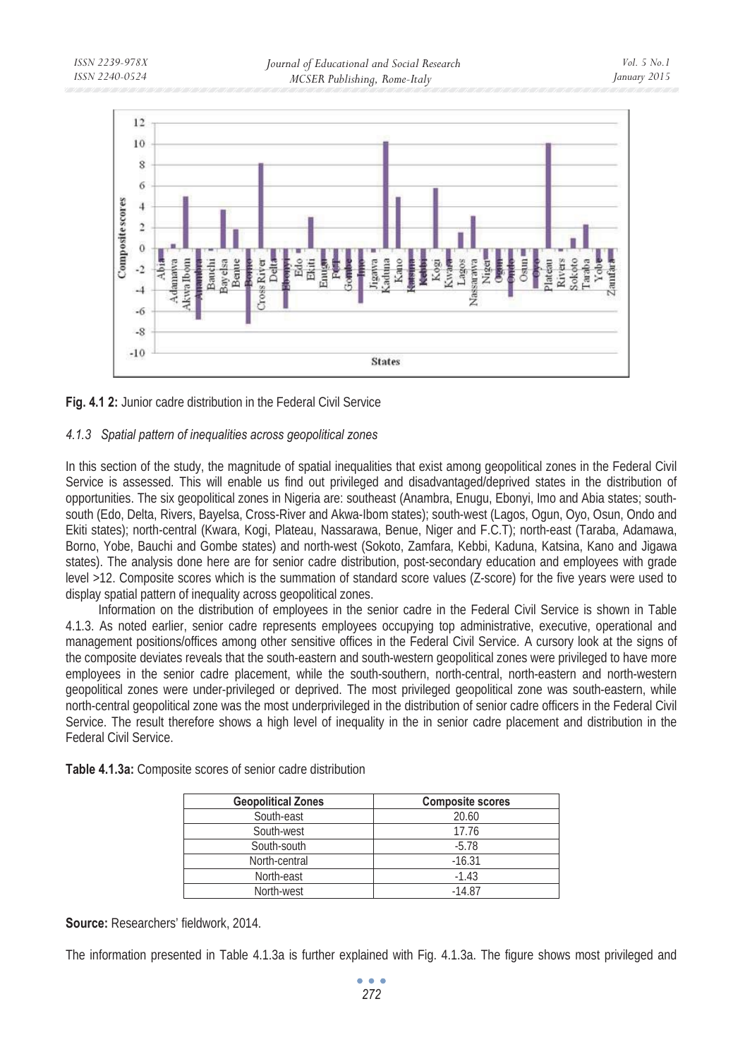**Fig. 4.1 2:** Junior cadre distribution in the Federal Civil Service

### *4.1.3 Spatial pattern of inequalities across geopolitical zones*

In this section of the study, the magnitude of spatial inequalities that exist among geopolitical zones in the Federal Civil Service is assessed. This will enable us find out privileged and disadvantaged/deprived states in the distribution of opportunities. The six geopolitical zones in Nigeria are: southeast (Anambra, Enugu, Ebonyi, Imo and Abia states; south-south (Edo, Delta, Rivers, Bayelsa, Cross-River and Akwa-Ibom states); south-west (Lagos, Ogun, Oyo, Osun, Ondo and Ekiti states); north-central (Kwara, Kogi, Plateau, Nassarawa, Benue, Niger and F.C.T); north-east (Taraba, Adamawa, Borno, Yobe, Bauchi and Gombe states) and north-west (Sokoto, Zamfara, Kebbi, Kaduna, Katsina, Kano and Jigawa states). The analysis done here are for senior cadre distribution, post-secondary education and employees with grade level >12. Composite scores which is the summation of standard score values (Z-score) for the five years were used to display spatial pattern of inequality across geopolitical zones.

Information on the distribution of employees in the senior cadre in the Federal Civil Service is shown in Table 4.1.3. As noted earlier, senior cadre represents employees occupying top administrative, executive, operational and management positions/offices among other sensitive offices in the Federal Civil Service. A cursory look at the signs of the composite deviates reveals that the south-eastern and south-western geopolitical zones were privileged to have more employees in the senior cadre placement, while the south-southern, north-central, north-eastern and north-western geopolitical zones were under-privileged or deprived. The most privileged geopolitical zone was south-eastern, while north-central geopolitical zone was the most underprivileged in the distribution of senior cadre officers in the Federal Civil Service. The result therefore shows a high level of inequality in the in senior cadre placement and distribution in the Federal Civil Service.

**Table 4.1.3a:** Composite scores of senior cadre distribution

| Geopolitical Zones | Composite scores |
|---|---|
| South-east | 20.60 |
| South-west | 17.76 |
| South-south | -5.78 |
| North-central | -16.31 |
| North-east | -1.43 |
| North-west | -14.87 |

**Source:** Researchers' fieldwork, 2014.

The information presented in Table 4.1.3a is further explained with Fig. 4.1.3a. The figure shows most privileged and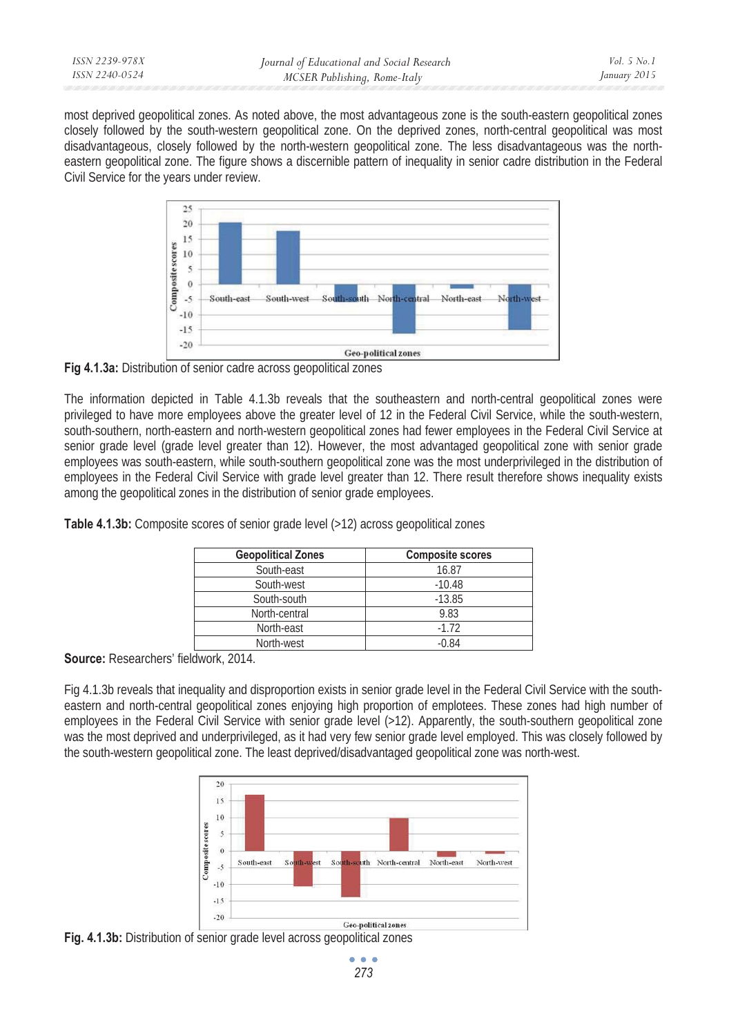most deprived geopolitical zones. As noted above, the most advantageous zone is the south-eastern geopolitical zones closely followed by the south-western geopolitical zone. On the deprived zones, north-central geopolitical was most disadvantageous, closely followed by the north-western geopolitical zone. The less disadvantageous was the north-eastern geopolitical zone. The figure shows a discernible pattern of inequality in senior cadre distribution in the Federal Civil Service for the years under review.

**Fig 4.1.3a:** Distribution of senior cadre across geopolitical zones

The information depicted in Table 4.1.3b reveals that the southeastern and north-central geopolitical zones were privileged to have more employees above the greater level of 12 in the Federal Civil Service, while the south-western, south-southern, north-eastern and north-western geopolitical zones had fewer employees in the Federal Civil Service at senior grade level (grade level greater than 12). However, the most advantaged geopolitical zone with senior grade employees was south-eastern, while south-southern geopolitical zone was the most underprivileged in the distribution of employees in the Federal Civil Service with grade level greater than 12. There result therefore shows inequality exists among the geopolitical zones in the distribution of senior grade employees.

**Table 4.1.3b:** Composite scores of senior grade level (>12) across geopolitical zones

| Geopolitical Zones | Composite scores |
|---|---|
| South-east | 16.87 |
| South-west | -10.48 |
| South-south | -13.85 |
| North-central | 9.83 |
| North-east | -1.72 |
| North-west | -0.84 |

**Source:** Researchers' fieldwork, 2014.

Fig 4.1.3b reveals that inequality and disproportion exists in senior grade level in the Federal Civil Service with the south-eastern and north-central geopolitical zones enjoying high proportion of emplotees. These zones had high number of employees in the Federal Civil Service with senior grade level (>12). Apparently, the south-southern geopolitical zone was the most deprived and underprivileged, as it had very few senior grade level employed. This was closely followed by the south-western geopolitical zone. The least deprived/disadvantaged geopolitical zone was north-west.

**Fig. 4.1.3b:** Distribution of senior grade level across geopolitical zones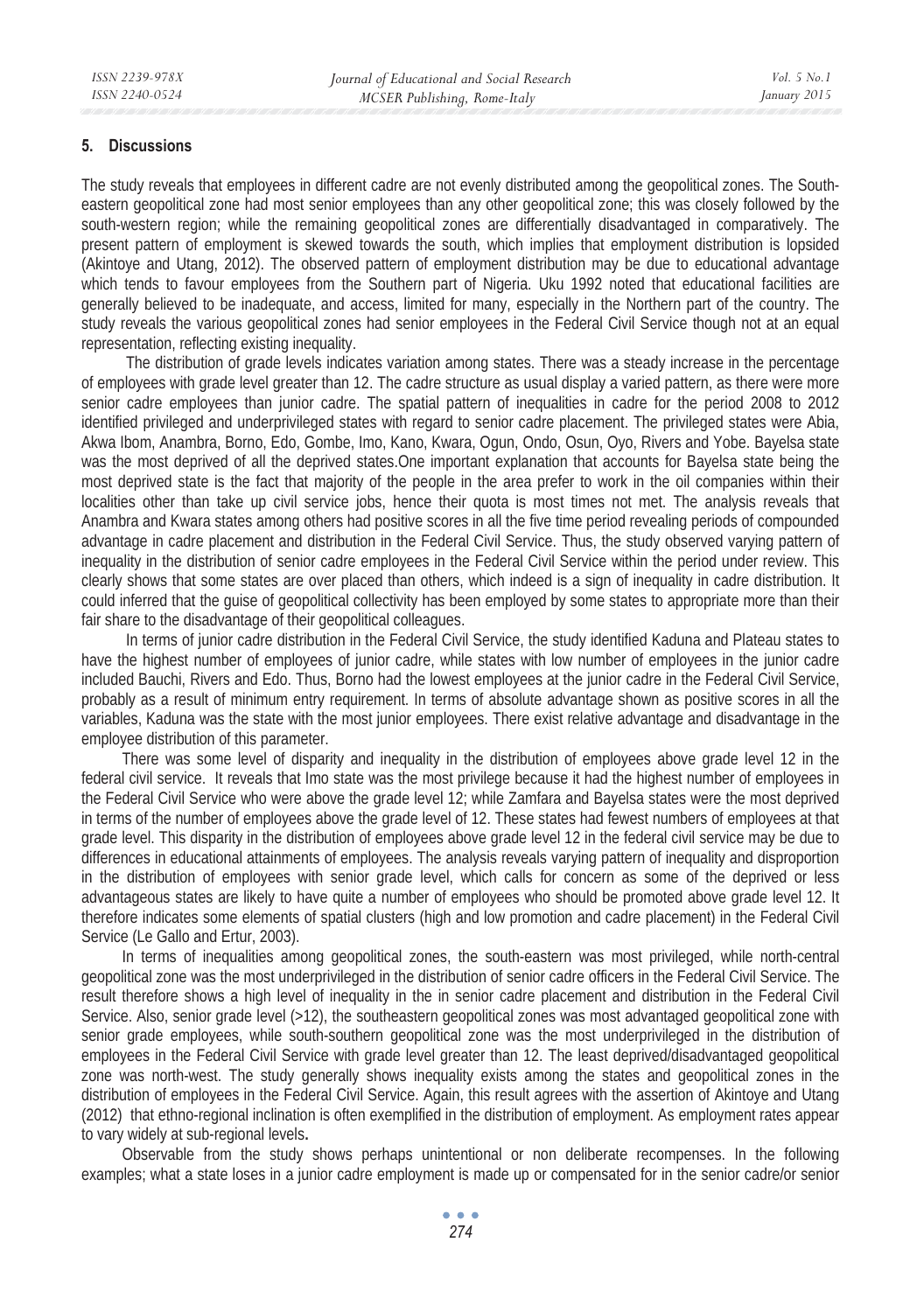## 5. Discussions

The study reveals that employees in different cadre are not evenly distributed among the geopolitical zones. The South-eastern geopolitical zone had most senior employees than any other geopolitical zone; this was closely followed by the south-western region; while the remaining geopolitical zones are differentially disadvantaged in comparatively. The present pattern of employment is skewed towards the south, which implies that employment distribution is lopsided (Akintoye and Utang, 2012). The observed pattern of employment distribution may be due to educational advantage which tends to favour employees from the Southern part of Nigeria. Uku 1992 noted that educational facilities are generally believed to be inadequate, and access, limited for many, especially in the Northern part of the country. The study reveals the various geopolitical zones had senior employees in the Federal Civil Service though not at an equal representation, reflecting existing inequality.

The distribution of grade levels indicates variation among states. There was a steady increase in the percentage of employees with grade level greater than 12. The cadre structure as usual display a varied pattern, as there were more senior cadre employees than junior cadre. The spatial pattern of inequalities in cadre for the period 2008 to 2012 identified privileged and underprivileged states with regard to senior cadre placement. The privileged states were Abia, Akwa Ibom, Anambra, Borno, Edo, Gombe, Imo, Kano, Kwara, Ogun, Ondo, Osun, Oyo, Rivers and Yobe. Bayelsa state was the most deprived of all the deprived states.One important explanation that accounts for Bayelsa state being the most deprived state is the fact that majority of the people in the area prefer to work in the oil companies within their localities other than take up civil service jobs, hence their quota is most times not met. The analysis reveals that Anambra and Kwara states among others had positive scores in all the five time period revealing periods of compounded advantage in cadre placement and distribution in the Federal Civil Service. Thus, the study observed varying pattern of inequality in the distribution of senior cadre employees in the Federal Civil Service within the period under review. This clearly shows that some states are over placed than others, which indeed is a sign of inequality in cadre distribution. It could inferred that the guise of geopolitical collectivity has been employed by some states to appropriate more than their fair share to the disadvantage of their geopolitical colleagues.

In terms of junior cadre distribution in the Federal Civil Service, the study identified Kaduna and Plateau states to have the highest number of employees of junior cadre, while states with low number of employees in the junior cadre included Bauchi, Rivers and Edo. Thus, Borno had the lowest employees at the junior cadre in the Federal Civil Service, probably as a result of minimum entry requirement. In terms of absolute advantage shown as positive scores in all the variables, Kaduna was the state with the most junior employees. There exist relative advantage and disadvantage in the employee distribution of this parameter.

There was some level of disparity and inequality in the distribution of employees above grade level 12 in the federal civil service. It reveals that Imo state was the most privilege because it had the highest number of employees in the Federal Civil Service who were above the grade level 12; while Zamfara and Bayelsa states were the most deprived in terms of the number of employees above the grade level of 12. These states had fewest numbers of employees at that grade level. This disparity in the distribution of employees above grade level 12 in the federal civil service may be due to differences in educational attainments of employees. The analysis reveals varying pattern of inequality and disproportion in the distribution of employees with senior grade level, which calls for concern as some of the deprived or less advantageous states are likely to have quite a number of employees who should be promoted above grade level 12. It therefore indicates some elements of spatial clusters (high and low promotion and cadre placement) in the Federal Civil Service (Le Gallo and Ertur, 2003).

In terms of inequalities among geopolitical zones, the south-eastern was most privileged, while north-central geopolitical zone was the most underprivileged in the distribution of senior cadre officers in the Federal Civil Service. The result therefore shows a high level of inequality in the in senior cadre placement and distribution in the Federal Civil Service. Also, senior grade level (>12), the southeastern geopolitical zones was most advantaged geopolitical zone with senior grade employees, while south-southern geopolitical zone was the most underprivileged in the distribution of employees in the Federal Civil Service with grade level greater than 12. The least deprived/disadvantaged geopolitical zone was north-west. The study generally shows inequality exists among the states and geopolitical zones in the distribution of employees in the Federal Civil Service. Again, this result agrees with the assertion of Akintoye and Utang (2012) that ethno-regional inclination is often exemplified in the distribution of employment. As employment rates appear to vary widely at sub-regional levels**.**

Observable from the study shows perhaps unintentional or non deliberate recompenses. In the following examples; what a state loses in a junior cadre employment is made up or compensated for in the senior cadre/or senior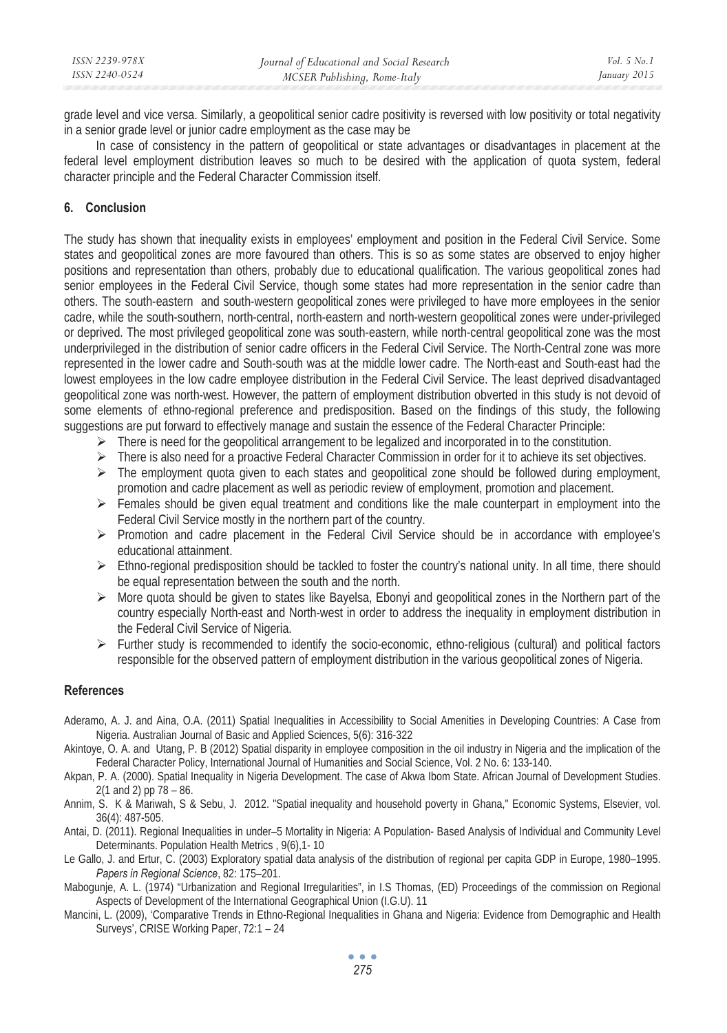grade level and vice versa. Similarly, a geopolitical senior cadre positivity is reversed with low positivity or total negativity in a senior grade level or junior cadre employment as the case may be

In case of consistency in the pattern of geopolitical or state advantages or disadvantages in placement at the federal level employment distribution leaves so much to be desired with the application of quota system, federal character principle and the Federal Character Commission itself.

## 6. Conclusion

The study has shown that inequality exists in employees' employment and position in the Federal Civil Service. Some states and geopolitical zones are more favoured than others. This is so as some states are observed to enjoy higher positions and representation than others, probably due to educational qualification. The various geopolitical zones had senior employees in the Federal Civil Service, though some states had more representation in the senior cadre than others. The south-eastern and south-western geopolitical zones were privileged to have more employees in the senior cadre, while the south-southern, north-central, north-eastern and north-western geopolitical zones were under-privileged or deprived. The most privileged geopolitical zone was south-eastern, while north-central geopolitical zone was the most underprivileged in the distribution of senior cadre officers in the Federal Civil Service. The North-Central zone was more represented in the lower cadre and South-south was at the middle lower cadre. The North-east and South-east had the lowest employees in the low cadre employee distribution in the Federal Civil Service. The least deprived disadvantaged geopolitical zone was north-west. However, the pattern of employment distribution obverted in this study is not devoid of some elements of ethno-regional preference and predisposition. Based on the findings of this study, the following suggestions are put forward to effectively manage and sustain the essence of the Federal Character Principle:

- There is need for the geopolitical arrangement to be legalized and incorporated in to the constitution.
- There is also need for a proactive Federal Character Commission in order for it to achieve its set objectives.
- The employment quota given to each states and geopolitical zone should be followed during employment, promotion and cadre placement as well as periodic review of employment, promotion and placement.
- Females should be given equal treatment and conditions like the male counterpart in employment into the Federal Civil Service mostly in the northern part of the country.
- Promotion and cadre placement in the Federal Civil Service should be in accordance with employee's educational attainment.
- Ethno-regional predisposition should be tackled to foster the country's national unity. In all time, there should be equal representation between the south and the north.
- More quota should be given to states like Bayelsa, Ebonyi and geopolitical zones in the Northern part of the country especially North-east and North-west in order to address the inequality in employment distribution in the Federal Civil Service of Nigeria.
- Further study is recommended to identify the socio-economic, ethno-religious (cultural) and political factors responsible for the observed pattern of employment distribution in the various geopolitical zones of Nigeria.

## References

Aderamo, A. J. and Aina, O.A. (2011) Spatial Inequalities in Accessibility to Social Amenities in Developing Countries: A Case from Nigeria. Australian Journal of Basic and Applied Sciences, 5(6): 316-322

Akintoye, O. A. and Utang, P. B (2012) Spatial disparity in employee composition in the oil industry in Nigeria and the implication of the Federal Character Policy, International Journal of Humanities and Social Science, Vol. 2 No. 6: 133-140.

Akpan, P. A. (2000). Spatial Inequality in Nigeria Development. The case of Akwa Ibom State. African Journal of Development Studies. 2(1 and 2) pp 78 – 86.

Annim, S. K & Mariwah, S & Sebu, J. 2012. "Spatial inequality and household poverty in Ghana," Economic Systems, Elsevier, vol. 36(4): 487-505.

Antai, D. (2011). Regional Inequalities in under–5 Mortality in Nigeria: A Population- Based Analysis of Individual and Community Level Determinants. Population Health Metrics , 9(6),1- 10

Le Gallo, J. and Ertur, C. (2003) Exploratory spatial data analysis of the distribution of regional per capita GDP in Europe, 1980–1995. *Papers in Regional Science*, 82: 175–201.

Mabogunje, A. L. (1974) "Urbanization and Regional Irregularities", in I.S Thomas, (ED) Proceedings of the commission on Regional Aspects of Development of the International Geographical Union (I.G.U). 11

Mancini, L. (2009), 'Comparative Trends in Ethno-Regional Inequalities in Ghana and Nigeria: Evidence from Demographic and Health Surveys', CRISE Working Paper, 72:1 – 24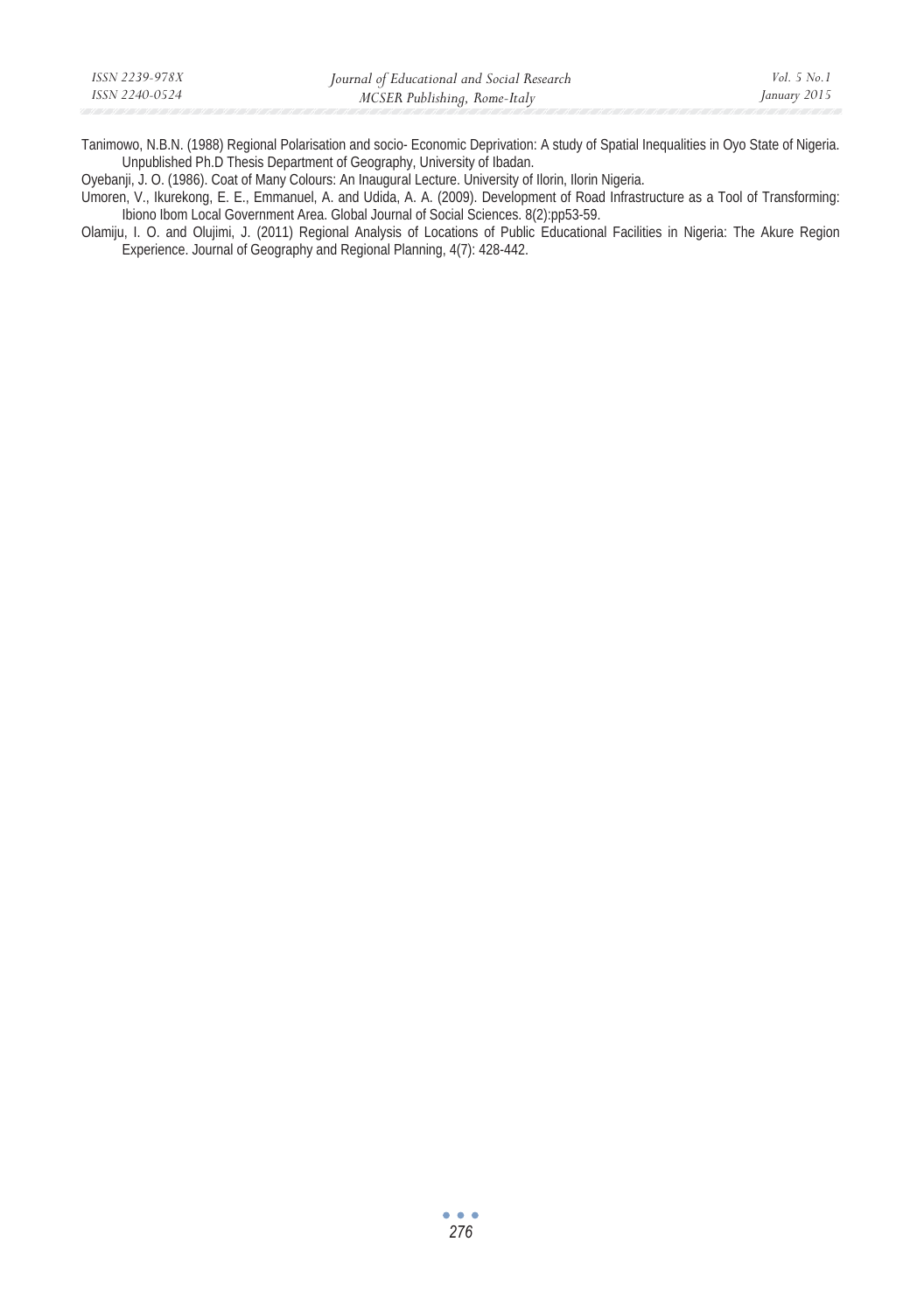Tanimowo, N.B.N. (1988) Regional Polarisation and socio- Economic Deprivation: A study of Spatial Inequalities in Oyo State of Nigeria. Unpublished Ph.D Thesis Department of Geography, University of Ibadan.

Oyebanji, J. O. (1986). Coat of Many Colours: An Inaugural Lecture. University of Ilorin, Ilorin Nigeria.

Umoren, V., Ikurekong, E. E., Emmanuel, A. and Udida, A. A. (2009). Development of Road Infrastructure as a Tool of Transforming: Ibiono Ibom Local Government Area. Global Journal of Social Sciences. 8(2):pp53-59.

Olamiju, I. O. and Olujimi, J. (2011) Regional Analysis of Locations of Public Educational Facilities in Nigeria: The Akure Region Experience. Journal of Geography and Regional Planning, 4(7): 428-442.